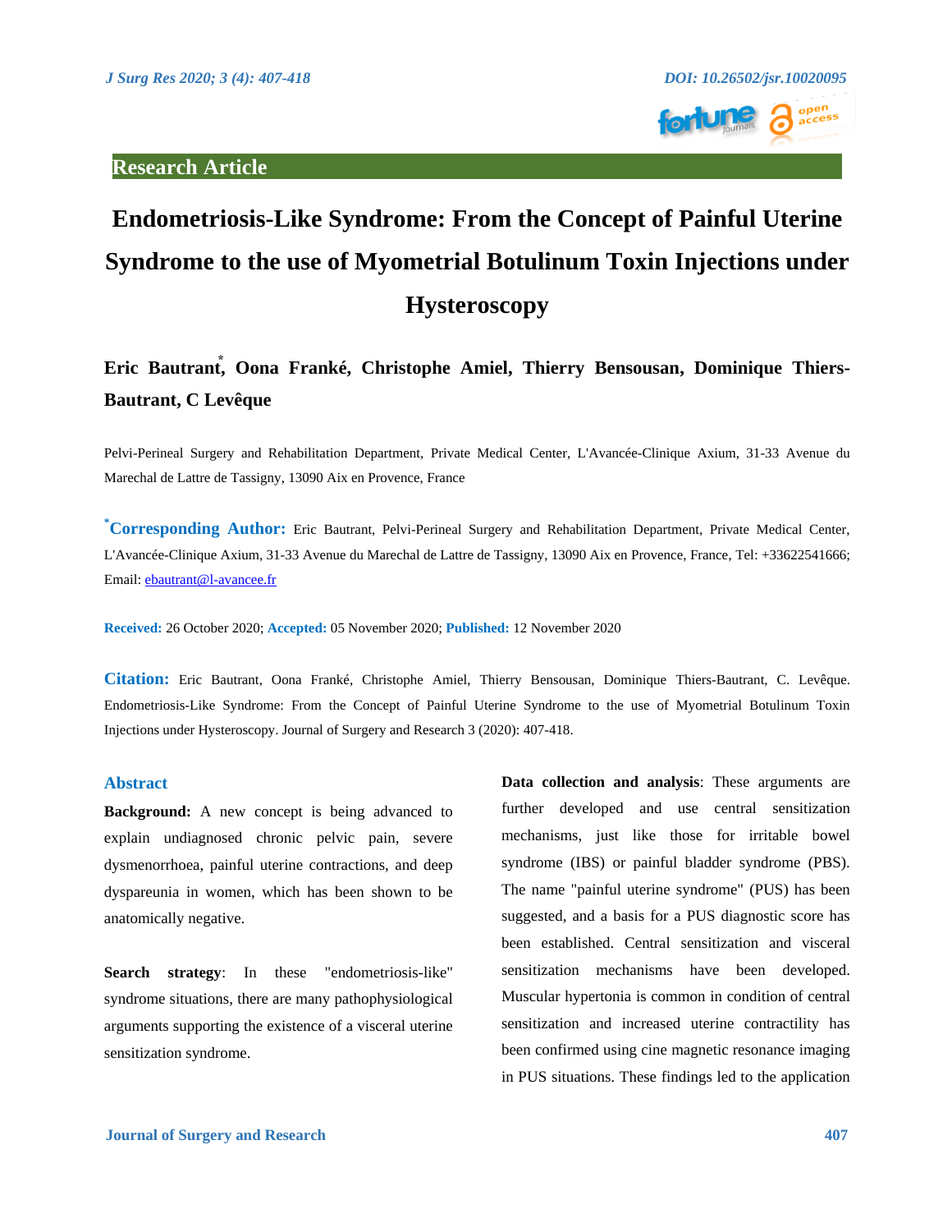Research Article

# Endometriosis-Like Syndrome: From the Concept of Painful Uterine Syndrome to the use of Myometrial Botulinum Toxin Injections under Hysteroscopy

**Eric Bautrant*, Oona Franké, Christophe Amiel, Thierry Bensousan, Dominique Thiers-Bautrant, C Levêque**

Pelvi-Perineal Surgery and Rehabilitation Department, Private Medical Center, L'Avancée-Clinique Axium, 31-33 Avenue du Marechal de Lattre de Tassigny, 13090 Aix en Provence, France

***Corresponding Author:** Eric Bautrant, Pelvi-Perineal Surgery and Rehabilitation Department, Private Medical Center, L'Avancée-Clinique Axium, 31-33 Avenue du Marechal de Lattre de Tassigny, 13090 Aix en Provence, France, Tel: +33622541666; Email: ebautrant@l-avancee.fr

**Received:** 26 October 2020; **Accepted:** 05 November 2020; **Published:** 12 November 2020

**Citation:** Eric Bautrant, Oona Franké, Christophe Amiel, Thierry Bensousan, Dominique Thiers-Bautrant, C. Levêque. Endometriosis-Like Syndrome: From the Concept of Painful Uterine Syndrome to the use of Myometrial Botulinum Toxin Injections under Hysteroscopy. Journal of Surgery and Research 3 (2020): 407-418.

## Abstract

**Background:** A new concept is being advanced to explain undiagnosed chronic pelvic pain, severe dysmenorrhoea, painful uterine contractions, and deep dyspareunia in women, which has been shown to be anatomically negative.

**Search strategy**: In these "endometriosis-like" syndrome situations, there are many pathophysiological arguments supporting the existence of a visceral uterine sensitization syndrome.

**Data collection and analysis**: These arguments are further developed and use central sensitization mechanisms, just like those for irritable bowel syndrome (IBS) or painful bladder syndrome (PBS). The name "painful uterine syndrome" (PUS) has been suggested, and a basis for a PUS diagnostic score has been established. Central sensitization and visceral sensitization mechanisms have been developed. Muscular hypertonia is common in condition of central sensitization and increased uterine contractility has been confirmed using cine magnetic resonance imaging in PUS situations. These findings led to the application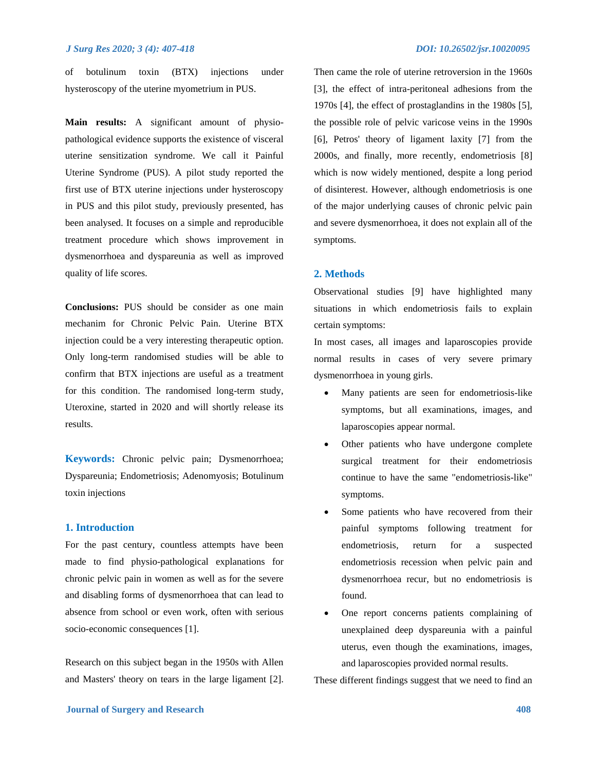of botulinum toxin (BTX) injections under hysteroscopy of the uterine myometrium in PUS.

**Main results:** A significant amount of physio-pathological evidence supports the existence of visceral uterine sensitization syndrome. We call it Painful Uterine Syndrome (PUS). A pilot study reported the first use of BTX uterine injections under hysteroscopy in PUS and this pilot study, previously presented, has been analysed. It focuses on a simple and reproducible treatment procedure which shows improvement in dysmenorrhoea and dyspareunia as well as improved quality of life scores.

**Conclusions:** PUS should be consider as one main mechanim for Chronic Pelvic Pain. Uterine BTX injection could be a very interesting therapeutic option. Only long-term randomised studies will be able to confirm that BTX injections are useful as a treatment for this condition. The randomised long-term study, Uteroxine, started in 2020 and will shortly release its results.

**Keywords:** Chronic pelvic pain; Dysmenorrhoea; Dyspareunia; Endometriosis; Adenomyosis; Botulinum toxin injections

## 1. Introduction

For the past century, countless attempts have been made to find physio-pathological explanations for chronic pelvic pain in women as well as for the severe and disabling forms of dysmenorrhoea that can lead to absence from school or even work, often with serious socio-economic consequences [1].

Research on this subject began in the 1950s with Allen and Masters' theory on tears in the large ligament [2]. Then came the role of uterine retroversion in the 1960s [3], the effect of intra-peritoneal adhesions from the 1970s [4], the effect of prostaglandins in the 1980s [5], the possible role of pelvic varicose veins in the 1990s [6], Petros' theory of ligament laxity [7] from the 2000s, and finally, more recently, endometriosis [8] which is now widely mentioned, despite a long period of disinterest. However, although endometriosis is one of the major underlying causes of chronic pelvic pain and severe dysmenorrhoea, it does not explain all of the symptoms.

## 2. Methods

Observational studies [9] have highlighted many situations in which endometriosis fails to explain certain symptoms:

In most cases, all images and laparoscopies provide normal results in cases of very severe primary dysmenorrhoea in young girls.

- Many patients are seen for endometriosis-like symptoms, but all examinations, images, and laparoscopies appear normal.
- Other patients who have undergone complete surgical treatment for their endometriosis continue to have the same "endometriosis-like" symptoms.
- Some patients who have recovered from their painful symptoms following treatment for endometriosis, return for a suspected endometriosis recession when pelvic pain and dysmenorrhoea recur, but no endometriosis is found.
- One report concerns patients complaining of unexplained deep dyspareunia with a painful uterus, even though the examinations, images, and laparoscopies provided normal results.

These different findings suggest that we need to find an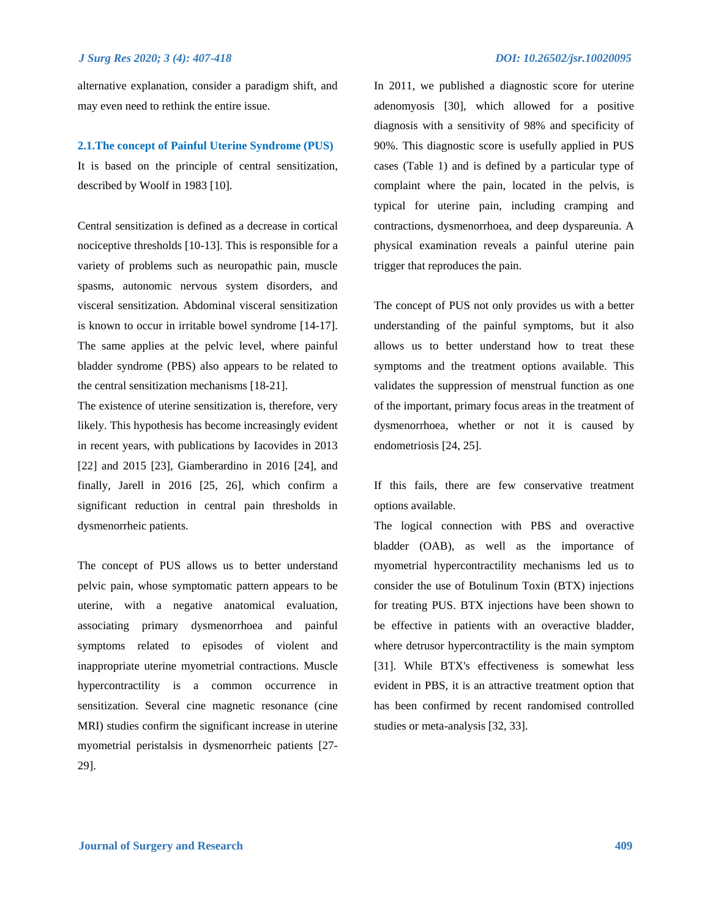alternative explanation, consider a paradigm shift, and may even need to rethink the entire issue.

### 2.1. The concept of Painful Uterine Syndrome (PUS)

It is based on the principle of central sensitization, described by Woolf in 1983 [10].

Central sensitization is defined as a decrease in cortical nociceptive thresholds [10-13]. This is responsible for a variety of problems such as neuropathic pain, muscle spasms, autonomic nervous system disorders, and visceral sensitization. Abdominal visceral sensitization is known to occur in irritable bowel syndrome [14-17]. The same applies at the pelvic level, where painful bladder syndrome (PBS) also appears to be related to the central sensitization mechanisms [18-21].

The existence of uterine sensitization is, therefore, very likely. This hypothesis has become increasingly evident in recent years, with publications by Iacovides in 2013 [22] and 2015 [23], Giamberardino in 2016 [24], and finally, Jarell in 2016 [25, 26], which confirm a significant reduction in central pain thresholds in dysmenorrheic patients.

The concept of PUS allows us to better understand pelvic pain, whose symptomatic pattern appears to be uterine, with a negative anatomical evaluation, associating primary dysmenorrhoea and painful symptoms related to episodes of violent and inappropriate uterine myometrial contractions. Muscle hypercontractility is a common occurrence in sensitization. Several cine magnetic resonance (cine MRI) studies confirm the significant increase in uterine myometrial peristalsis in dysmenorrheic patients [27-29].

In 2011, we published a diagnostic score for uterine adenomyosis [30], which allowed for a positive diagnosis with a sensitivity of 98% and specificity of 90%. This diagnostic score is usefully applied in PUS cases (Table 1) and is defined by a particular type of complaint where the pain, located in the pelvis, is typical for uterine pain, including cramping and contractions, dysmenorrhoea, and deep dyspareunia. A physical examination reveals a painful uterine pain trigger that reproduces the pain.

The concept of PUS not only provides us with a better understanding of the painful symptoms, but it also allows us to better understand how to treat these symptoms and the treatment options available. This validates the suppression of menstrual function as one of the important, primary focus areas in the treatment of dysmenorrhoea, whether or not it is caused by endometriosis [24, 25].

If this fails, there are few conservative treatment options available.

The logical connection with PBS and overactive bladder (OAB), as well as the importance of myometrial hypercontractility mechanisms led us to consider the use of Botulinum Toxin (BTX) injections for treating PUS. BTX injections have been shown to be effective in patients with an overactive bladder, where detrusor hypercontractility is the main symptom [31]. While BTX's effectiveness is somewhat less evident in PBS, it is an attractive treatment option that has been confirmed by recent randomised controlled studies or meta-analysis [32, 33].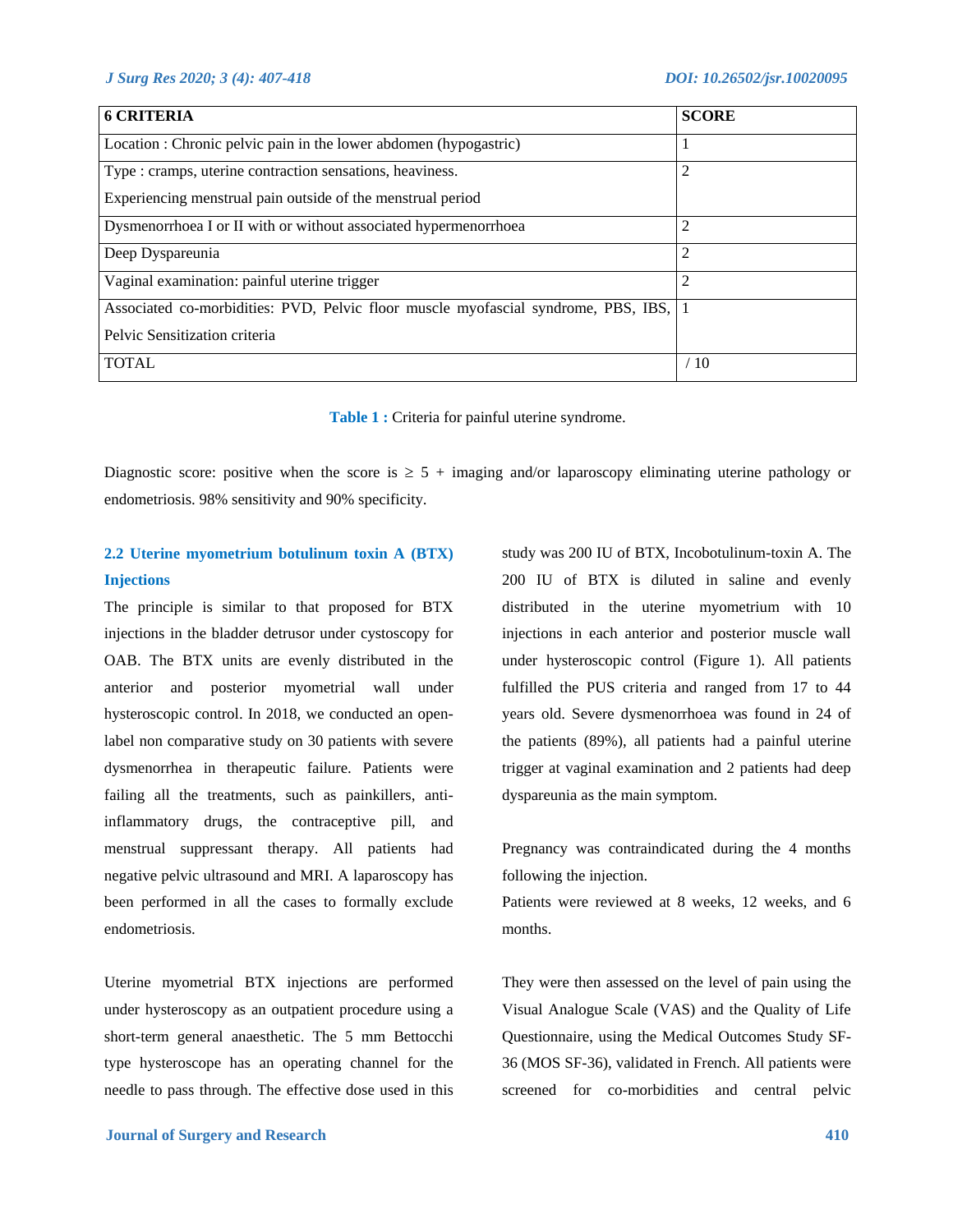| 6 CRITERIA | SCORE |
|---|---|
| Location : Chronic pelvic pain in the lower abdomen (hypogastric) | 1 |
| Type : cramps, uterine contraction sensations, heaviness. Experiencing menstrual pain outside of the menstrual period | 2 |
| Dysmenorrhoea I or II with or without associated hypermenorrhoea | 2 |
| Deep Dyspareunia | 2 |
| Vaginal examination: painful uterine trigger | 2 |
| Associated co-morbidities: PVD, Pelvic floor muscle myofascial syndrome, PBS, IBS, Pelvic Sensitization criteria | 1 |
| TOTAL | / 10 |

**Table 1 :** Criteria for painful uterine syndrome.

Diagnostic score: positive when the score is ≥ 5 + imaging and/or laparoscopy eliminating uterine pathology or endometriosis. 98% sensitivity and 90% specificity.

### 2.2 Uterine myometrium botulinum toxin A (BTX) Injections

The principle is similar to that proposed for BTX injections in the bladder detrusor under cystoscopy for OAB. The BTX units are evenly distributed in the anterior and posterior myometrial wall under hysteroscopic control. In 2018, we conducted an open-label non comparative study on 30 patients with severe dysmenorrhea in therapeutic failure. Patients were failing all the treatments, such as painkillers, anti-inflammatory drugs, the contraceptive pill, and menstrual suppressant therapy. All patients had negative pelvic ultrasound and MRI. A laparoscopy has been performed in all the cases to formally exclude endometriosis.

Uterine myometrial BTX injections are performed under hysteroscopy as an outpatient procedure using a short-term general anaesthetic. The 5 mm Bettocchi type hysteroscope has an operating channel for the needle to pass through. The effective dose used in this study was 200 IU of BTX, Incobotulinum-toxin A. The 200 IU of BTX is diluted in saline and evenly distributed in the uterine myometrium with 10 injections in each anterior and posterior muscle wall under hysteroscopic control (Figure 1). All patients fulfilled the PUS criteria and ranged from 17 to 44 years old. Severe dysmenorrhoea was found in 24 of the patients (89%), all patients had a painful uterine trigger at vaginal examination and 2 patients had deep dyspareunia as the main symptom.

Pregnancy was contraindicated during the 4 months following the injection.

Patients were reviewed at 8 weeks, 12 weeks, and 6 months.

They were then assessed on the level of pain using the Visual Analogue Scale (VAS) and the Quality of Life Questionnaire, using the Medical Outcomes Study SF-36 (MOS SF-36), validated in French. All patients were screened for co-morbidities and central pelvic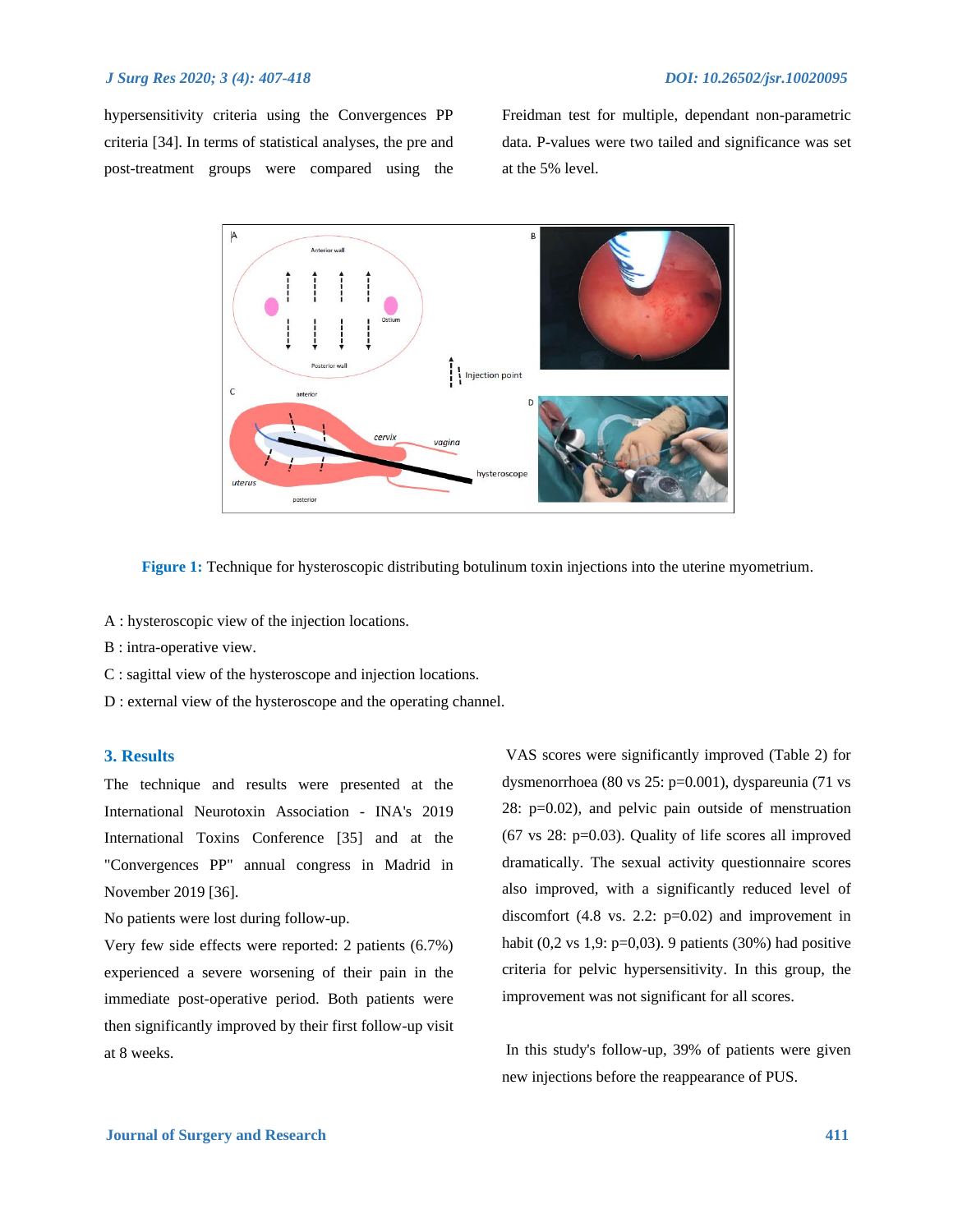hypersensitivity criteria using the Convergences PP criteria [34]. In terms of statistical analyses, the pre and post-treatment groups were compared using the Freidman test for multiple, dependant non-parametric data. P-values were two tailed and significance was set at the 5% level.

**Figure 1:** Technique for hysteroscopic distributing botulinum toxin injections into the uterine myometrium.

A : hysteroscopic view of the injection locations.

B : intra-operative view.

C : sagittal view of the hysteroscope and injection locations.

D : external view of the hysteroscope and the operating channel.

## 3. Results

The technique and results were presented at the International Neurotoxin Association - INA's 2019 International Toxins Conference [35] and at the "Convergences PP" annual congress in Madrid in November 2019 [36].

No patients were lost during follow-up.

Very few side effects were reported: 2 patients (6.7%) experienced a severe worsening of their pain in the immediate post-operative period. Both patients were then significantly improved by their first follow-up visit at 8 weeks.

VAS scores were significantly improved (Table 2) for dysmenorrhoea (80 vs 25: p=0.001), dyspareunia (71 vs 28: p=0.02), and pelvic pain outside of menstruation (67 vs 28: p=0.03). Quality of life scores all improved dramatically. The sexual activity questionnaire scores also improved, with a significantly reduced level of discomfort (4.8 vs. 2.2: p=0.02) and improvement in habit (0,2 vs 1,9: p=0,03). 9 patients (30%) had positive criteria for pelvic hypersensitivity. In this group, the improvement was not significant for all scores.

In this study's follow-up, 39% of patients were given new injections before the reappearance of PUS.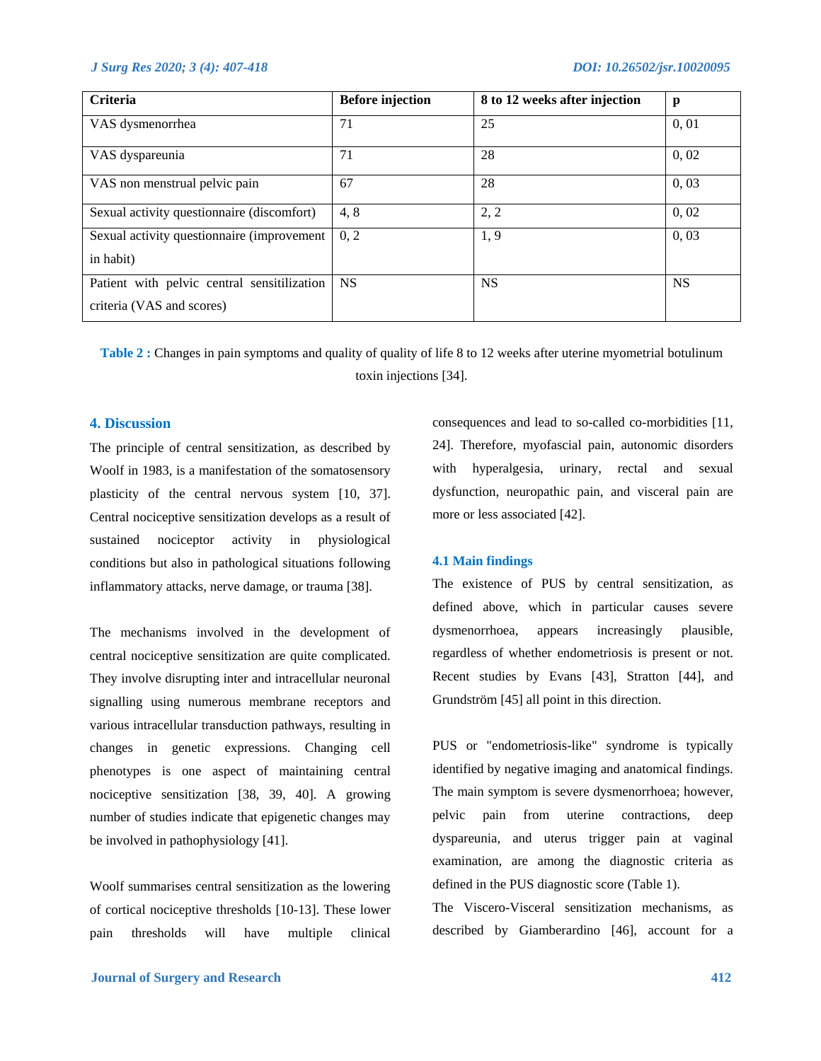| Criteria | Before injection | 8 to 12 weeks after injection | p |
|---|---|---|---|
| VAS dysmenorrhea | 71 | 25 | 0, 01 |
| VAS dyspareunia | 71 | 28 | 0, 02 |
| VAS non menstrual pelvic pain | 67 | 28 | 0, 03 |
| Sexual activity questionnaire (discomfort) | 4, 8 | 2, 2 | 0, 02 |
| Sexual activity questionnaire (improvement in habit) | 0, 2 | 1, 9 | 0, 03 |
| Patient with pelvic central sensitilization criteria (VAS and scores) | NS | NS | NS |

**Table 2 :** Changes in pain symptoms and quality of quality of life 8 to 12 weeks after uterine myometrial botulinum toxin injections [34].

## 4. Discussion

The principle of central sensitization, as described by Woolf in 1983, is a manifestation of the somatosensory plasticity of the central nervous system [10, 37]. Central nociceptive sensitization develops as a result of sustained nociceptor activity in physiological conditions but also in pathological situations following inflammatory attacks, nerve damage, or trauma [38].

The mechanisms involved in the development of central nociceptive sensitization are quite complicated. They involve disrupting inter and intracellular neuronal signalling using numerous membrane receptors and various intracellular transduction pathways, resulting in changes in genetic expressions. Changing cell phenotypes is one aspect of maintaining central nociceptive sensitization [38, 39, 40]. A growing number of studies indicate that epigenetic changes may be involved in pathophysiology [41].

Woolf summarises central sensitization as the lowering of cortical nociceptive thresholds [10-13]. These lower pain thresholds will have multiple clinical consequences and lead to so-called co-morbidities [11, 24]. Therefore, myofascial pain, autonomic disorders with hyperalgesia, urinary, rectal and sexual dysfunction, neuropathic pain, and visceral pain are more or less associated [42].

### 4.1 Main findings

The existence of PUS by central sensitization, as defined above, which in particular causes severe dysmenorrhoea, appears increasingly plausible, regardless of whether endometriosis is present or not. Recent studies by Evans [43], Stratton [44], and Grundström [45] all point in this direction.

PUS or "endometriosis-like" syndrome is typically identified by negative imaging and anatomical findings. The main symptom is severe dysmenorrhoea; however, pelvic pain from uterine contractions, deep dyspareunia, and uterus trigger pain at vaginal examination, are among the diagnostic criteria as defined in the PUS diagnostic score (Table 1).

The Viscero-Visceral sensitization mechanisms, as described by Giamberardino [46], account for a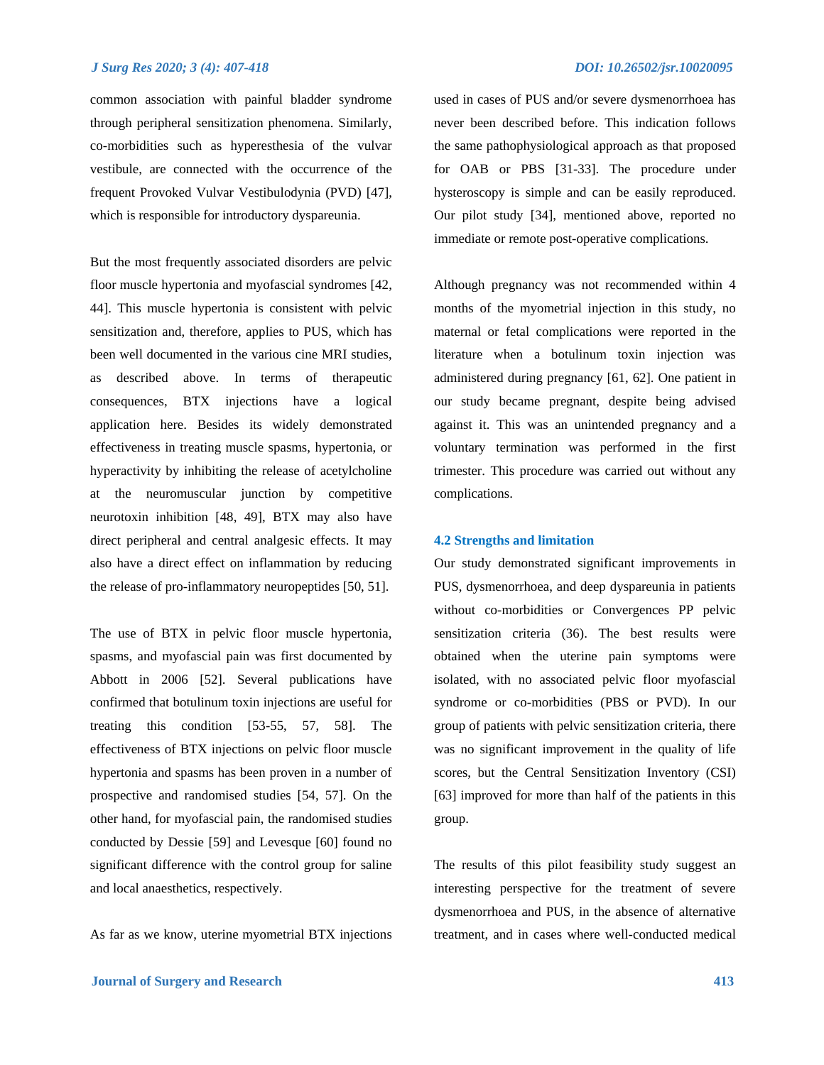common association with painful bladder syndrome through peripheral sensitization phenomena. Similarly, co-morbidities such as hyperesthesia of the vulvar vestibule, are connected with the occurrence of the frequent Provoked Vulvar Vestibulodynia (PVD) [47], which is responsible for introductory dyspareunia.

But the most frequently associated disorders are pelvic floor muscle hypertonia and myofascial syndromes [42, 44]. This muscle hypertonia is consistent with pelvic sensitization and, therefore, applies to PUS, which has been well documented in the various cine MRI studies, as described above. In terms of therapeutic consequences, BTX injections have a logical application here. Besides its widely demonstrated effectiveness in treating muscle spasms, hypertonia, or hyperactivity by inhibiting the release of acetylcholine at the neuromuscular junction by competitive neurotoxin inhibition [48, 49], BTX may also have direct peripheral and central analgesic effects. It may also have a direct effect on inflammation by reducing the release of pro-inflammatory neuropeptides [50, 51].

The use of BTX in pelvic floor muscle hypertonia, spasms, and myofascial pain was first documented by Abbott in 2006 [52]. Several publications have confirmed that botulinum toxin injections are useful for treating this condition [53-55, 57, 58]. The effectiveness of BTX injections on pelvic floor muscle hypertonia and spasms has been proven in a number of prospective and randomised studies [54, 57]. On the other hand, for myofascial pain, the randomised studies conducted by Dessie [59] and Levesque [60] found no significant difference with the control group for saline and local anaesthetics, respectively.

As far as we know, uterine myometrial BTX injections used in cases of PUS and/or severe dysmenorrhoea has never been described before. This indication follows the same pathophysiological approach as that proposed for OAB or PBS [31-33]. The procedure under hysteroscopy is simple and can be easily reproduced. Our pilot study [34], mentioned above, reported no immediate or remote post-operative complications.

Although pregnancy was not recommended within 4 months of the myometrial injection in this study, no maternal or fetal complications were reported in the literature when a botulinum toxin injection was administered during pregnancy [61, 62]. One patient in our study became pregnant, despite being advised against it. This was an unintended pregnancy and a voluntary termination was performed in the first trimester. This procedure was carried out without any complications.

### 4.2 Strengths and limitation

Our study demonstrated significant improvements in PUS, dysmenorrhoea, and deep dyspareunia in patients without co-morbidities or Convergences PP pelvic sensitization criteria (36). The best results were obtained when the uterine pain symptoms were isolated, with no associated pelvic floor myofascial syndrome or co-morbidities (PBS or PVD). In our group of patients with pelvic sensitization criteria, there was no significant improvement in the quality of life scores, but the Central Sensitization Inventory (CSI) [63] improved for more than half of the patients in this group.

The results of this pilot feasibility study suggest an interesting perspective for the treatment of severe dysmenorrhoea and PUS, in the absence of alternative treatment, and in cases where well-conducted medical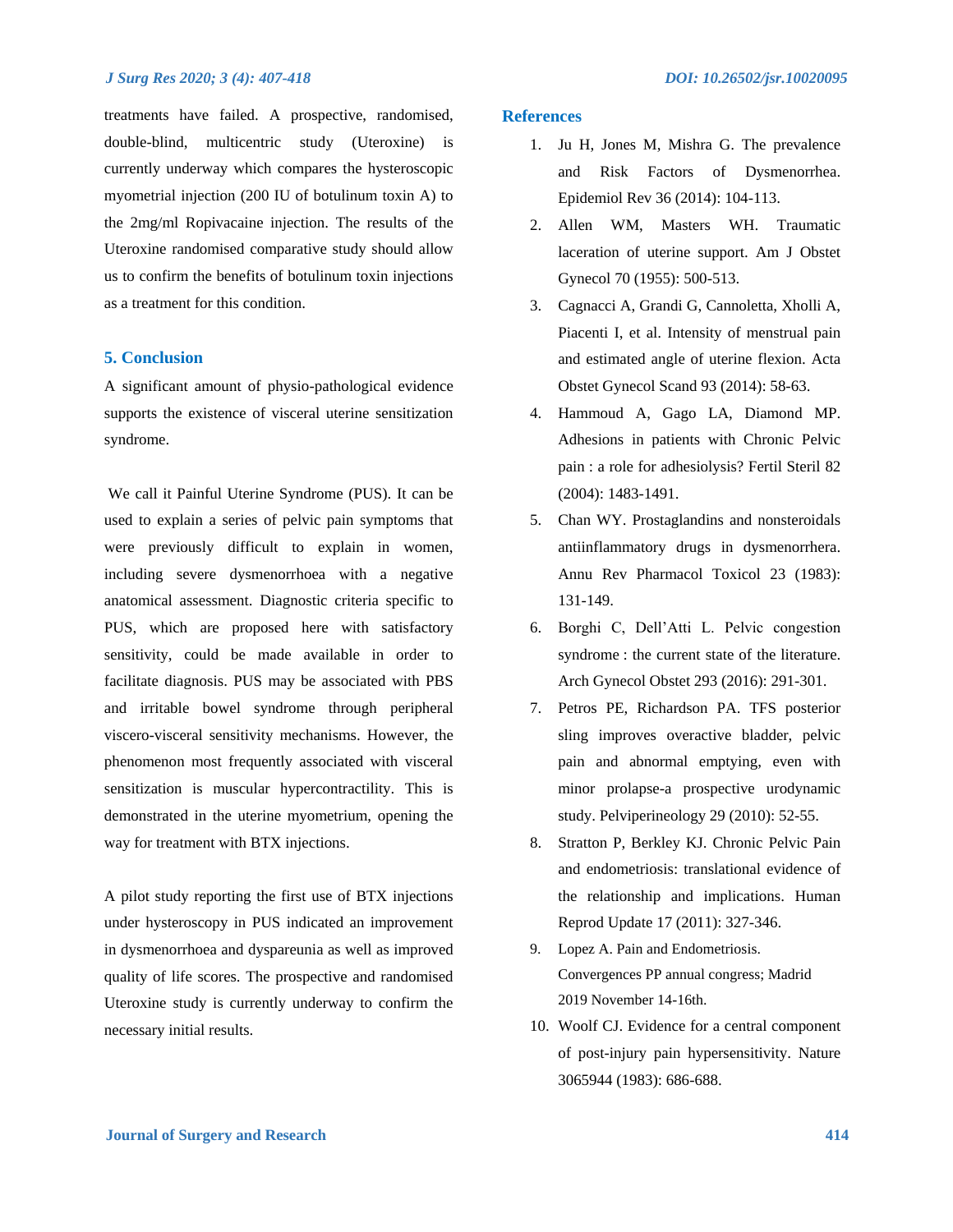treatments have failed. A prospective, randomised, double-blind, multicentric study (Uteroxine) is currently underway which compares the hysteroscopic myometrial injection (200 IU of botulinum toxin A) to the 2mg/ml Ropivacaine injection. The results of the Uteroxine randomised comparative study should allow us to confirm the benefits of botulinum toxin injections as a treatment for this condition.

## 5. Conclusion

A significant amount of physio-pathological evidence supports the existence of visceral uterine sensitization syndrome.

We call it Painful Uterine Syndrome (PUS). It can be used to explain a series of pelvic pain symptoms that were previously difficult to explain in women, including severe dysmenorrhoea with a negative anatomical assessment. Diagnostic criteria specific to PUS, which are proposed here with satisfactory sensitivity, could be made available in order to facilitate diagnosis. PUS may be associated with PBS and irritable bowel syndrome through peripheral viscero-visceral sensitivity mechanisms. However, the phenomenon most frequently associated with visceral sensitization is muscular hypercontractility. This is demonstrated in the uterine myometrium, opening the way for treatment with BTX injections.

A pilot study reporting the first use of BTX injections under hysteroscopy in PUS indicated an improvement in dysmenorrhoea and dyspareunia as well as improved quality of life scores. The prospective and randomised Uteroxine study is currently underway to confirm the necessary initial results.

## References

1. Ju H, Jones M, Mishra G. The prevalence and Risk Factors of Dysmenorrhea. Epidemiol Rev 36 (2014): 104-113.
2. Allen WM, Masters WH. Traumatic laceration of uterine support. Am J Obstet Gynecol 70 (1955): 500-513.
3. Cagnacci A, Grandi G, Cannoletta, Xholli A, Piacenti I, et al. Intensity of menstrual pain and estimated angle of uterine flexion. Acta Obstet Gynecol Scand 93 (2014): 58-63.
4. Hammoud A, Gago LA, Diamond MP. Adhesions in patients with Chronic Pelvic pain : a role for adhesiolysis? Fertil Steril 82 (2004): 1483-1491.
5. Chan WY. Prostaglandins and nonsteroidals antiinflammatory drugs in dysmenorrhera. Annu Rev Pharmacol Toxicol 23 (1983): 131-149.
6. Borghi C, Dell'Atti L. Pelvic congestion syndrome : the current state of the literature. Arch Gynecol Obstet 293 (2016): 291-301.
7. Petros PE, Richardson PA. TFS posterior sling improves overactive bladder, pelvic pain and abnormal emptying, even with minor prolapse-a prospective urodynamic study. Pelviperineology 29 (2010): 52-55.
8. Stratton P, Berkley KJ. Chronic Pelvic Pain and endometriosis: translational evidence of the relationship and implications. Human Reprod Update 17 (2011): 327-346.
9. Lopez A. Pain and Endometriosis. Convergences PP annual congress; Madrid 2019 November 14-16th.
10. Woolf CJ. Evidence for a central component of post-injury pain hypersensitivity. Nature 3065944 (1983): 686-688.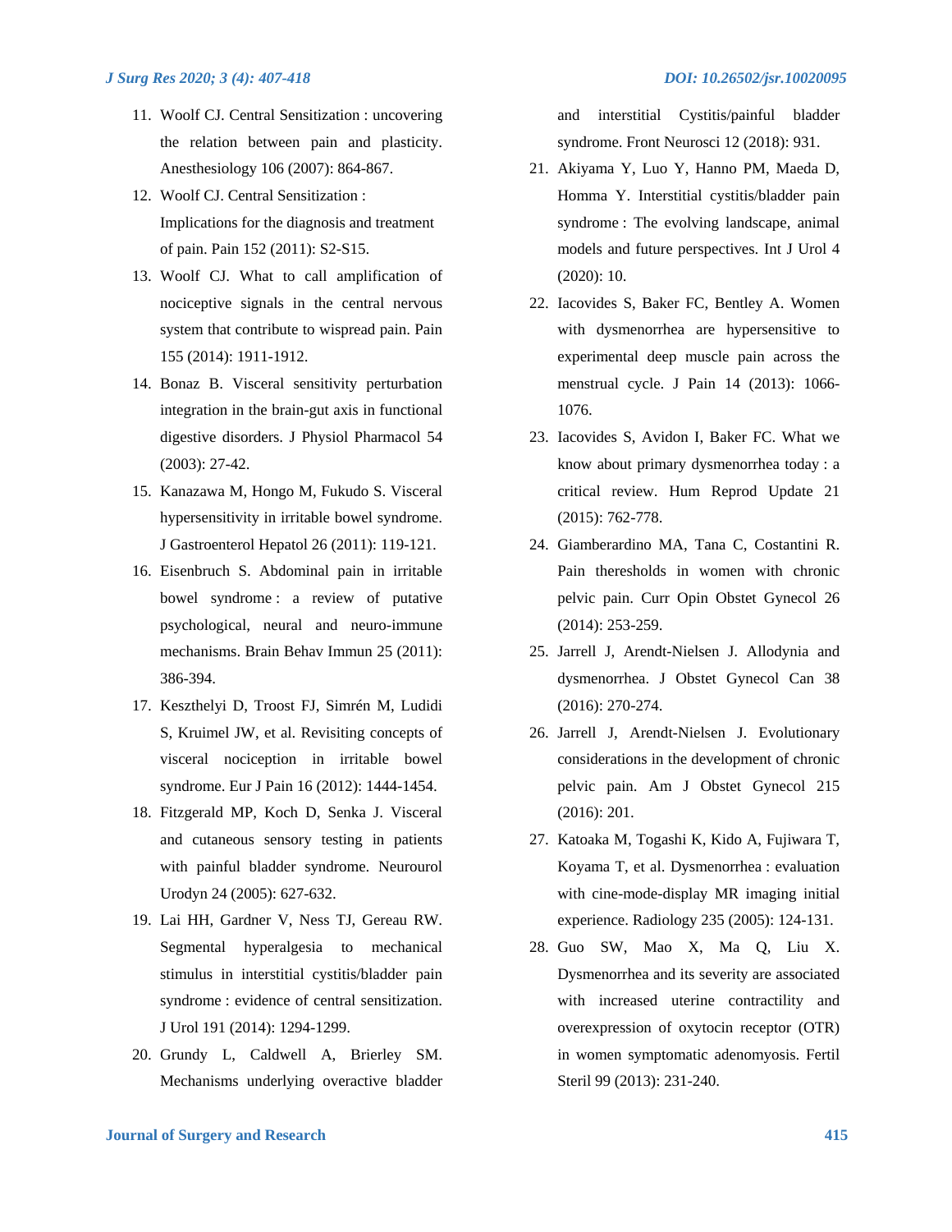11. Woolf CJ. Central Sensitization : uncovering the relation between pain and plasticity. Anesthesiology 106 (2007): 864-867.
12. Woolf CJ. Central Sensitization : Implications for the diagnosis and treatment of pain. Pain 152 (2011): S2-S15.
13. Woolf CJ. What to call amplification of nociceptive signals in the central nervous system that contribute to wispread pain. Pain 155 (2014): 1911-1912.
14. Bonaz B. Visceral sensitivity perturbation integration in the brain-gut axis in functional digestive disorders. J Physiol Pharmacol 54 (2003): 27-42.
15. Kanazawa M, Hongo M, Fukudo S. Visceral hypersensitivity in irritable bowel syndrome. J Gastroenterol Hepatol 26 (2011): 119-121.
16. Eisenbruch S. Abdominal pain in irritable bowel syndrome : a review of putative psychological, neural and neuro-immune mechanisms. Brain Behav Immun 25 (2011): 386-394.
17. Keszthelyi D, Troost FJ, Simrén M, Ludidi S, Kruimel JW, et al. Revisiting concepts of visceral nociception in irritable bowel syndrome. Eur J Pain 16 (2012): 1444-1454.
18. Fitzgerald MP, Koch D, Senka J. Visceral and cutaneous sensory testing in patients with painful bladder syndrome. Neurourol Urodyn 24 (2005): 627-632.
19. Lai HH, Gardner V, Ness TJ, Gereau RW. Segmental hyperalgesia to mechanical stimulus in interstitial cystitis/bladder pain syndrome : evidence of central sensitization. J Urol 191 (2014): 1294-1299.
20. Grundy L, Caldwell A, Brierley SM. Mechanisms underlying overactive bladder and interstitial Cystitis/painful bladder syndrome. Front Neurosci 12 (2018): 931.
21. Akiyama Y, Luo Y, Hanno PM, Maeda D, Homma Y. Interstitial cystitis/bladder pain syndrome : The evolving landscape, animal models and future perspectives. Int J Urol 4 (2020): 10.
22. Iacovides S, Baker FC, Bentley A. Women with dysmenorrhea are hypersensitive to experimental deep muscle pain across the menstrual cycle. J Pain 14 (2013): 1066-1076.
23. Iacovides S, Avidon I, Baker FC. What we know about primary dysmenorrhea today : a critical review. Hum Reprod Update 21 (2015): 762-778.
24. Giamberardino MA, Tana C, Costantini R. Pain theresholds in women with chronic pelvic pain. Curr Opin Obstet Gynecol 26 (2014): 253-259.
25. Jarrell J, Arendt-Nielsen J. Allodynia and dysmenorrhea. J Obstet Gynecol Can 38 (2016): 270-274.
26. Jarrell J, Arendt-Nielsen J. Evolutionary considerations in the development of chronic pelvic pain. Am J Obstet Gynecol 215 (2016): 201.
27. Katoaka M, Togashi K, Kido A, Fujiwara T, Koyama T, et al. Dysmenorrhea : evaluation with cine-mode-display MR imaging initial experience. Radiology 235 (2005): 124-131.
28. Guo SW, Mao X, Ma Q, Liu X. Dysmenorrhea and its severity are associated with increased uterine contractility and overexpression of oxytocin receptor (OTR) in women symptomatic adenomyosis. Fertil Steril 99 (2013): 231-240.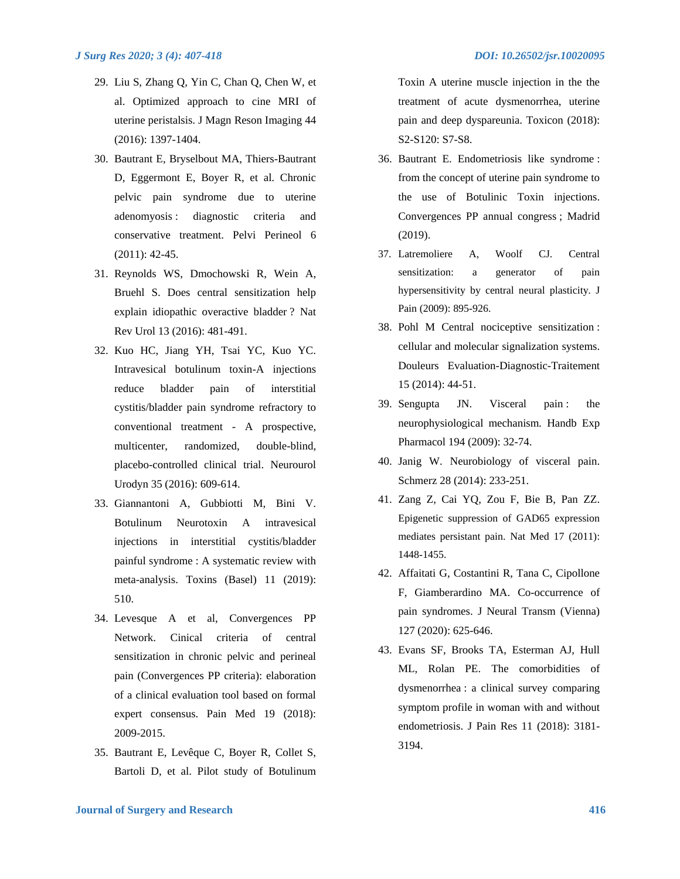29. Liu S, Zhang Q, Yin C, Chan Q, Chen W, et al. Optimized approach to cine MRI of uterine peristalsis. J Magn Reson Imaging 44 (2016): 1397-1404.
30. Bautrant E, Bryselbout MA, Thiers-Bautrant D, Eggermont E, Boyer R, et al. Chronic pelvic pain syndrome due to uterine adenomyosis : diagnostic criteria and conservative treatment. Pelvi Perineol 6 (2011): 42-45.
31. Reynolds WS, Dmochowski R, Wein A, Bruehl S. Does central sensitization help explain idiopathic overactive bladder ? Nat Rev Urol 13 (2016): 481-491.
32. Kuo HC, Jiang YH, Tsai YC, Kuo YC. Intravesical botulinum toxin-A injections reduce bladder pain of interstitial cystitis/bladder pain syndrome refractory to conventional treatment - A prospective, multicenter, randomized, double-blind, placebo-controlled clinical trial. Neurourol Urodyn 35 (2016): 609-614.
33. Giannantoni A, Gubbiotti M, Bini V. Botulinum Neurotoxin A intravesical injections in interstitial cystitis/bladder painful syndrome : A systematic review with meta-analysis. Toxins (Basel) 11 (2019): 510.
34. Levesque A et al, Convergences PP Network. Cinical criteria of central sensitization in chronic pelvic and perineal pain (Convergences PP criteria): elaboration of a clinical evaluation tool based on formal expert consensus. Pain Med 19 (2018): 2009-2015.
35. Bautrant E, Levêque C, Boyer R, Collet S, Bartoli D, et al. Pilot study of Botulinum Toxin A uterine muscle injection in the the treatment of acute dysmenorrhea, uterine pain and deep dyspareunia. Toxicon (2018): S2-S120: S7-S8.
36. Bautrant E. Endometriosis like syndrome : from the concept of uterine pain syndrome to the use of Botulinic Toxin injections. Convergences PP annual congress ; Madrid (2019).
37. Latremoliere A, Woolf CJ. Central sensitization: a generator of pain hypersensitivity by central neural plasticity. J Pain (2009): 895-926.
38. Pohl M Central nociceptive sensitization : cellular and molecular signalization systems. Douleurs Evaluation-Diagnostic-Traitement 15 (2014): 44-51.
39. Sengupta JN. Visceral pain : the neurophysiological mechanism. Handb Exp Pharmacol 194 (2009): 32-74.
40. Janig W. Neurobiology of visceral pain. Schmerz 28 (2014): 233-251.
41. Zang Z, Cai YQ, Zou F, Bie B, Pan ZZ. Epigenetic suppression of GAD65 expression mediates persistant pain. Nat Med 17 (2011): 1448-1455.
42. Affaitati G, Costantini R, Tana C, Cipollone F, Giamberardino MA. Co-occurrence of pain syndromes. J Neural Transm (Vienna) 127 (2020): 625-646.
43. Evans SF, Brooks TA, Esterman AJ, Hull ML, Rolan PE. The comorbidities of dysmenorrhea : a clinical survey comparing symptom profile in woman with and without endometriosis. J Pain Res 11 (2018): 3181-3194.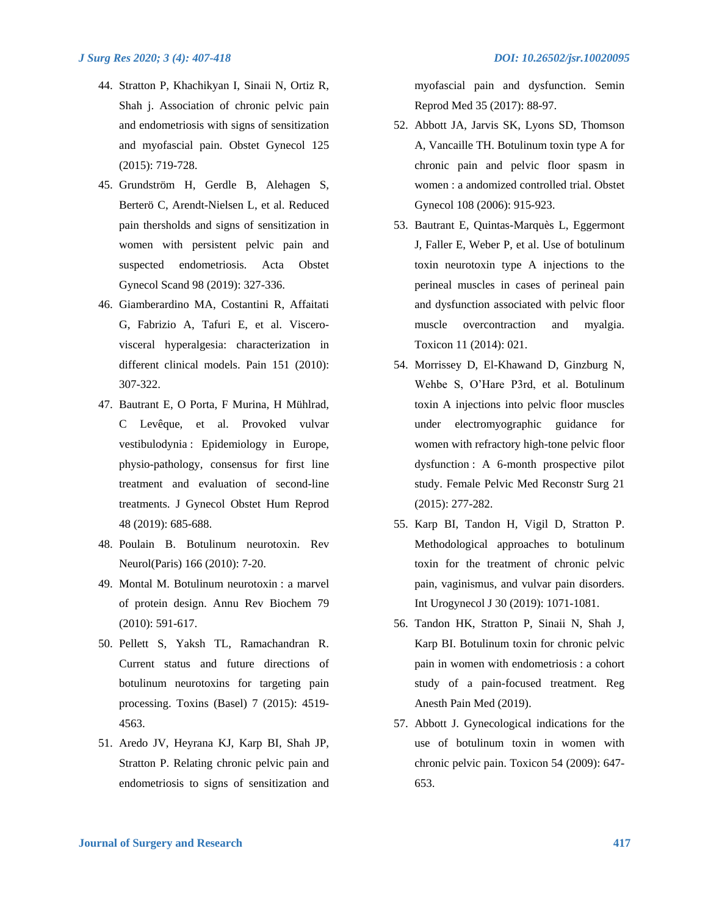44. Stratton P, Khachikyan I, Sinaii N, Ortiz R, Shah j. Association of chronic pelvic pain and endometriosis with signs of sensitization and myofascial pain. Obstet Gynecol 125 (2015): 719-728.
45. Grundström H, Gerdle B, Alehagen S, Berterö C, Arendt-Nielsen L, et al. Reduced pain thersholds and signs of sensitization in women with persistent pelvic pain and suspected endometriosis. Acta Obstet Gynecol Scand 98 (2019): 327-336.
46. Giamberardino MA, Costantini R, Affaitati G, Fabrizio A, Tafuri E, et al. Viscero-visceral hyperalgesia: characterization in different clinical models. Pain 151 (2010): 307-322.
47. Bautrant E, O Porta, F Murina, H Mühlrad, C Levêque, et al. Provoked vulvar vestibulodynia : Epidemiology in Europe, physio-pathology, consensus for first line treatment and evaluation of second-line treatments. J Gynecol Obstet Hum Reprod 48 (2019): 685-688.
48. Poulain B. Botulinum neurotoxin. Rev Neurol(Paris) 166 (2010): 7-20.
49. Montal M. Botulinum neurotoxin : a marvel of protein design. Annu Rev Biochem 79 (2010): 591-617.
50. Pellett S, Yaksh TL, Ramachandran R. Current status and future directions of botulinum neurotoxins for targeting pain processing. Toxins (Basel) 7 (2015): 4519-4563.
51. Aredo JV, Heyrana KJ, Karp BI, Shah JP, Stratton P. Relating chronic pelvic pain and endometriosis to signs of sensitization and myofascial pain and dysfunction. Semin Reprod Med 35 (2017): 88-97.
52. Abbott JA, Jarvis SK, Lyons SD, Thomson A, Vancaille TH. Botulinum toxin type A for chronic pain and pelvic floor spasm in women : a andomized controlled trial. Obstet Gynecol 108 (2006): 915-923.
53. Bautrant E, Quintas-Marquès L, Eggermont J, Faller E, Weber P, et al. Use of botulinum toxin neurotoxin type A injections to the perineal muscles in cases of perineal pain and dysfunction associated with pelvic floor muscle overcontraction and myalgia. Toxicon 11 (2014): 021.
54. Morrissey D, El-Khawand D, Ginzburg N, Wehbe S, O'Hare P3rd, et al. Botulinum toxin A injections into pelvic floor muscles under electromyographic guidance for women with refractory high-tone pelvic floor dysfunction : A 6-month prospective pilot study. Female Pelvic Med Reconstr Surg 21 (2015): 277-282.
55. Karp BI, Tandon H, Vigil D, Stratton P. Methodological approaches to botulinum toxin for the treatment of chronic pelvic pain, vaginismus, and vulvar pain disorders. Int Urogynecol J 30 (2019): 1071-1081.
56. Tandon HK, Stratton P, Sinaii N, Shah J, Karp BI. Botulinum toxin for chronic pelvic pain in women with endometriosis : a cohort study of a pain-focused treatment. Reg Anesth Pain Med (2019).
57. Abbott J. Gynecological indications for the use of botulinum toxin in women with chronic pelvic pain. Toxicon 54 (2009): 647-653.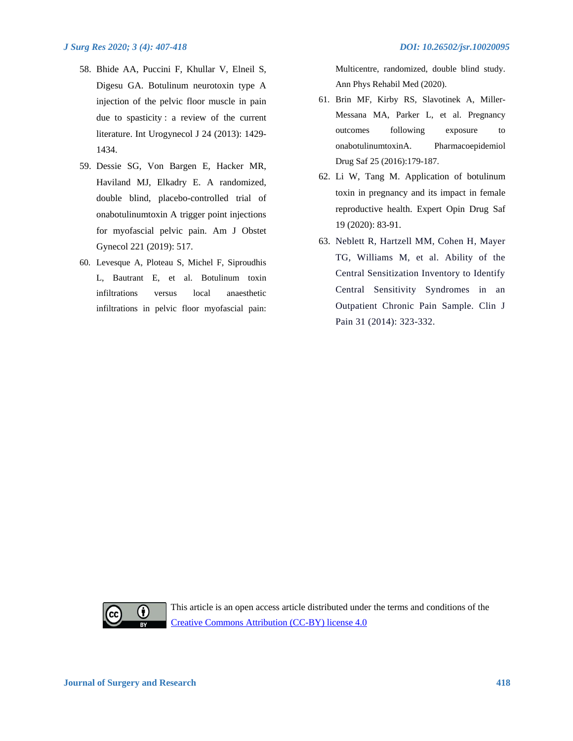58. Bhide AA, Puccini F, Khullar V, Elneil S, Digesu GA. Botulinum neurotoxin type A injection of the pelvic floor muscle in pain due to spasticity : a review of the current literature. Int Urogynecol J 24 (2013): 1429-1434.
59. Dessie SG, Von Bargen E, Hacker MR, Haviland MJ, Elkadry E. A randomized, double blind, placebo-controlled trial of onabotulinumtoxin A trigger point injections for myofascial pelvic pain. Am J Obstet Gynecol 221 (2019): 517.
60. Levesque A, Ploteau S, Michel F, Siproudhis L, Bautrant E, et al. Botulinum toxin infiltrations versus local anaesthetic infiltrations in pelvic floor myofascial pain: Multicentre, randomized, double blind study. Ann Phys Rehabil Med (2020).
61. Brin MF, Kirby RS, Slavotinek A, Miller-Messana MA, Parker L, et al. Pregnancy outcomes following exposure to onabotulinumtoxinA. Pharmacoepidemiol Drug Saf 25 (2016):179-187.
62. Li W, Tang M. Application of botulinum toxin in pregnancy and its impact in female reproductive health. Expert Opin Drug Saf 19 (2020): 83-91.
63. Neblett R, Hartzell MM, Cohen H, Mayer TG, Williams M, et al. Ability of the Central Sensitization Inventory to Identify Central Sensitivity Syndromes in an Outpatient Chronic Pain Sample. Clin J Pain 31 (2014): 323-332.

This article is an open access article distributed under the terms and conditions of the [Creative Commons Attribution (CC-BY) license 4.0](Creative Commons Attribution (CC-BY) license 4.0)